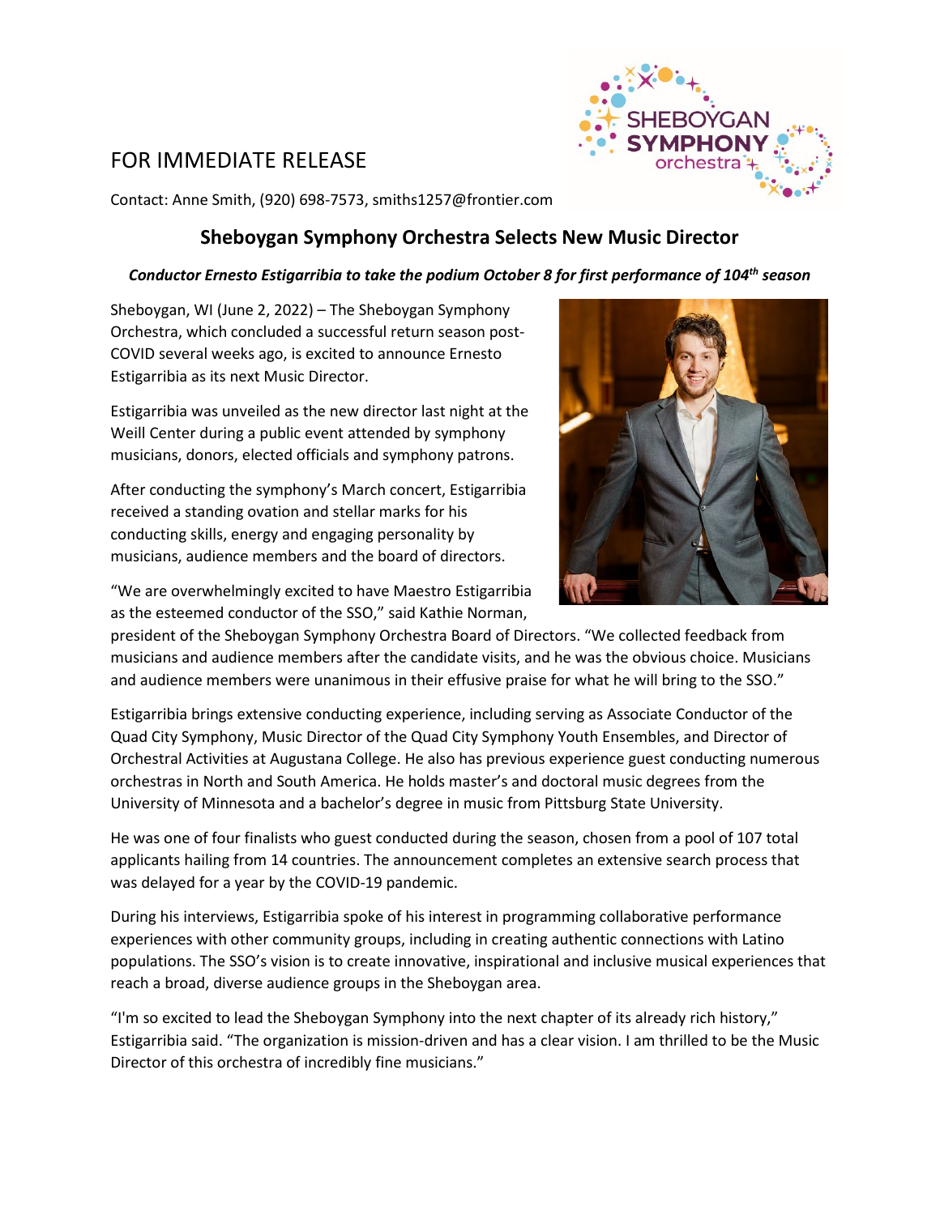FOR IMMEDIATE RELEASE

Contact: Anne Smith, (920) 698-7573, smiths1257@frontier.com

## Sheboygan Symphony Orchestra Selects New Music Director

***Conductor Ernesto Estigarribia to take the podium October 8 for first performance of 104th season***

Sheboygan, WI (June 2, 2022) – The Sheboygan Symphony Orchestra, which concluded a successful return season post-COVID several weeks ago, is excited to announce Ernesto Estigarribia as its next Music Director.

Estigarribia was unveiled as the new director last night at the Weill Center during a public event attended by symphony musicians, donors, elected officials and symphony patrons.

After conducting the symphony's March concert, Estigarribia received a standing ovation and stellar marks for his conducting skills, energy and engaging personality by musicians, audience members and the board of directors.

"We are overwhelmingly excited to have Maestro Estigarribia as the esteemed conductor of the SSO," said Kathie Norman, president of the Sheboygan Symphony Orchestra Board of Directors. "We collected feedback from musicians and audience members after the candidate visits, and he was the obvious choice. Musicians and audience members were unanimous in their effusive praise for what he will bring to the SSO."

Estigarribia brings extensive conducting experience, including serving as Associate Conductor of the Quad City Symphony, Music Director of the Quad City Symphony Youth Ensembles, and Director of Orchestral Activities at Augustana College. He also has previous experience guest conducting numerous orchestras in North and South America. He holds master's and doctoral music degrees from the University of Minnesota and a bachelor's degree in music from Pittsburg State University.

He was one of four finalists who guest conducted during the season, chosen from a pool of 107 total applicants hailing from 14 countries. The announcement completes an extensive search process that was delayed for a year by the COVID-19 pandemic.

During his interviews, Estigarribia spoke of his interest in programming collaborative performance experiences with other community groups, including in creating authentic connections with Latino populations. The SSO's vision is to create innovative, inspirational and inclusive musical experiences that reach a broad, diverse audience groups in the Sheboygan area.

"I'm so excited to lead the Sheboygan Symphony into the next chapter of its already rich history," Estigarribia said. "The organization is mission-driven and has a clear vision. I am thrilled to be the Music Director of this orchestra of incredibly fine musicians."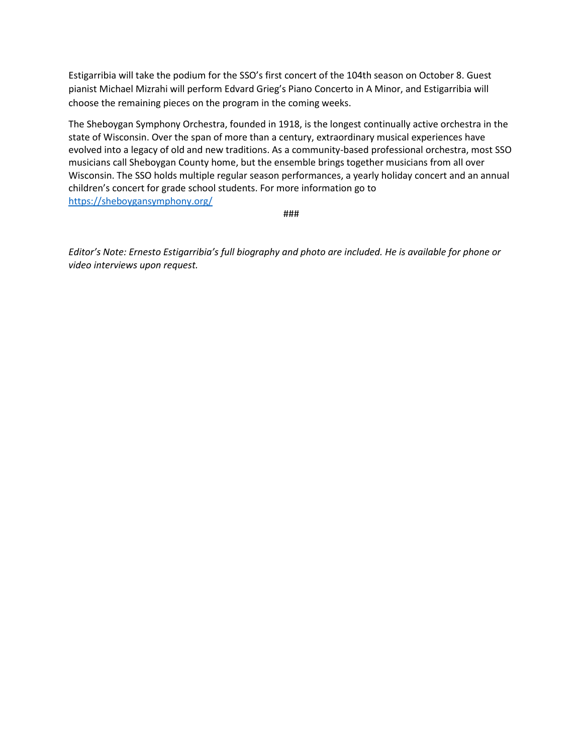Estigarribia will take the podium for the SSO's first concert of the 104th season on October 8. Guest pianist Michael Mizrahi will perform Edvard Grieg's Piano Concerto in A Minor, and Estigarribia will choose the remaining pieces on the program in the coming weeks.

The Sheboygan Symphony Orchestra, founded in 1918, is the longest continually active orchestra in the state of Wisconsin. Over the span of more than a century, extraordinary musical experiences have evolved into a legacy of old and new traditions. As a community-based professional orchestra, most SSO musicians call Sheboygan County home, but the ensemble brings together musicians from all over Wisconsin. The SSO holds multiple regular season performances, a yearly holiday concert and an annual children's concert for grade school students. For more information go to https://sheboygansymphony.org/

###

*Editor's Note: Ernesto Estigarribia's full biography and photo are included. He is available for phone or video interviews upon request.*